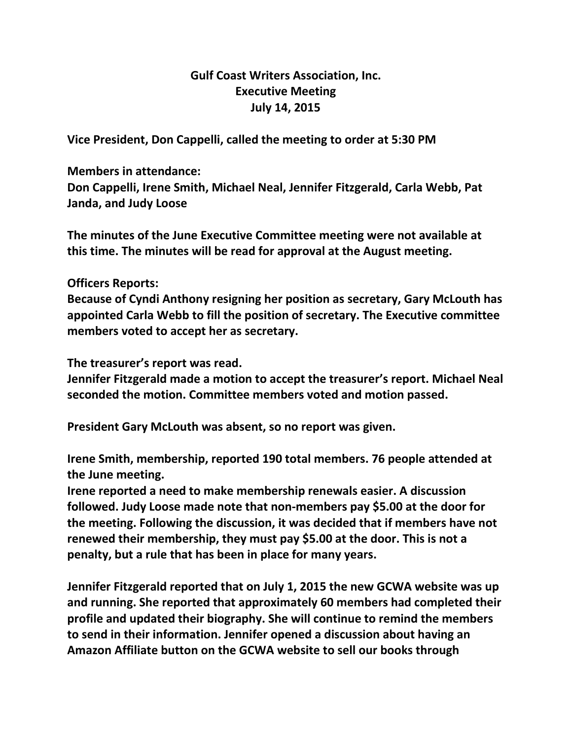# Gulf Coast Writers Association, Inc.
## Executive Meeting
### July 14, 2015

**Vice President, Don Cappelli, called the meeting to order at 5:30 PM**

**Members in attendance:**
**Don Cappelli, Irene Smith, Michael Neal, Jennifer Fitzgerald, Carla Webb, Pat Janda, and Judy Loose**

**The minutes of the June Executive Committee meeting were not available at this time. The minutes will be read for approval at the August meeting.**

**Officers Reports:**
**Because of Cyndi Anthony resigning her position as secretary, Gary McLouth has appointed Carla Webb to fill the position of secretary. The Executive committee members voted to accept her as secretary.**

**The treasurer's report was read.**
**Jennifer Fitzgerald made a motion to accept the treasurer's report. Michael Neal seconded the motion. Committee members voted and motion passed.**

**President Gary McLouth was absent, so no report was given.**

**Irene Smith, membership, reported 190 total members. 76 people attended at the June meeting.**
**Irene reported a need to make membership renewals easier. A discussion followed. Judy Loose made note that non-members pay $5.00 at the door for the meeting. Following the discussion, it was decided that if members have not renewed their membership, they must pay $5.00 at the door. This is not a penalty, but a rule that has been in place for many years.**

**Jennifer Fitzgerald reported that on July 1, 2015 the new GCWA website was up and running. She reported that approximately 60 members had completed their profile and updated their biography. She will continue to remind the members to send in their information. Jennifer opened a discussion about having an Amazon Affiliate button on the GCWA website to sell our books through**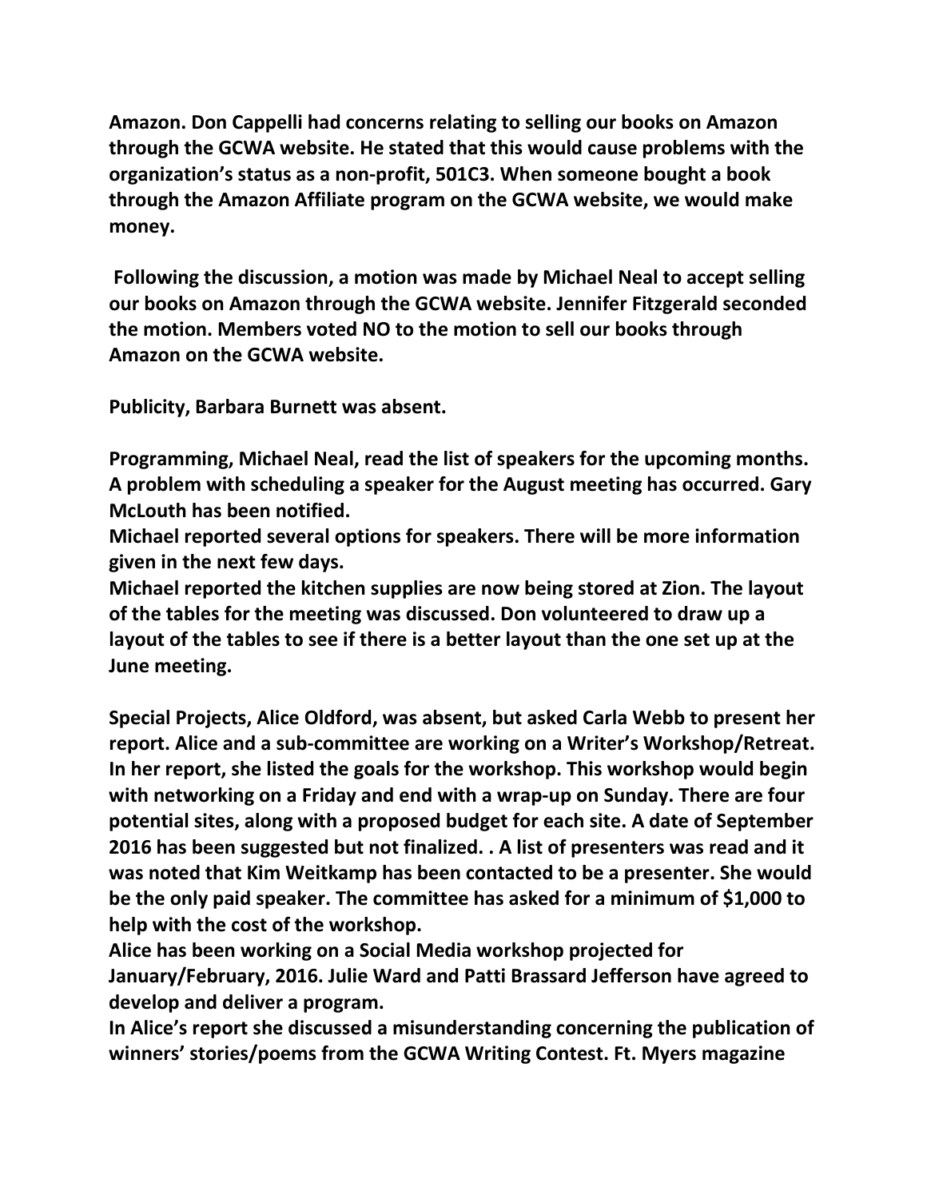**Amazon. Don Cappelli had concerns relating to selling our books on Amazon through the GCWA website. He stated that this would cause problems with the organization's status as a non-profit, 501C3. When someone bought a book through the Amazon Affiliate program on the GCWA website, we would make money.**

**Following the discussion, a motion was made by Michael Neal to accept selling our books on Amazon through the GCWA website. Jennifer Fitzgerald seconded the motion. Members voted NO to the motion to sell our books through Amazon on the GCWA website.**

**Publicity, Barbara Burnett was absent.**

**Programming, Michael Neal, read the list of speakers for the upcoming months. A problem with scheduling a speaker for the August meeting has occurred. Gary McLouth has been notified.**
**Michael reported several options for speakers. There will be more information given in the next few days.**
**Michael reported the kitchen supplies are now being stored at Zion. The layout of the tables for the meeting was discussed. Don volunteered to draw up a layout of the tables to see if there is a better layout than the one set up at the June meeting.**

**Special Projects, Alice Oldford, was absent, but asked Carla Webb to present her report. Alice and a sub-committee are working on a Writer's Workshop/Retreat. In her report, she listed the goals for the workshop. This workshop would begin with networking on a Friday and end with a wrap-up on Sunday. There are four potential sites, along with a proposed budget for each site. A date of September 2016 has been suggested but not finalized. . A list of presenters was read and it was noted that Kim Weitkamp has been contacted to be a presenter. She would be the only paid speaker. The committee has asked for a minimum of $1,000 to help with the cost of the workshop.**
**Alice has been working on a Social Media workshop projected for January/February, 2016. Julie Ward and Patti Brassard Jefferson have agreed to develop and deliver a program.**
**In Alice's report she discussed a misunderstanding concerning the publication of winners' stories/poems from the GCWA Writing Contest. Ft. Myers magazine**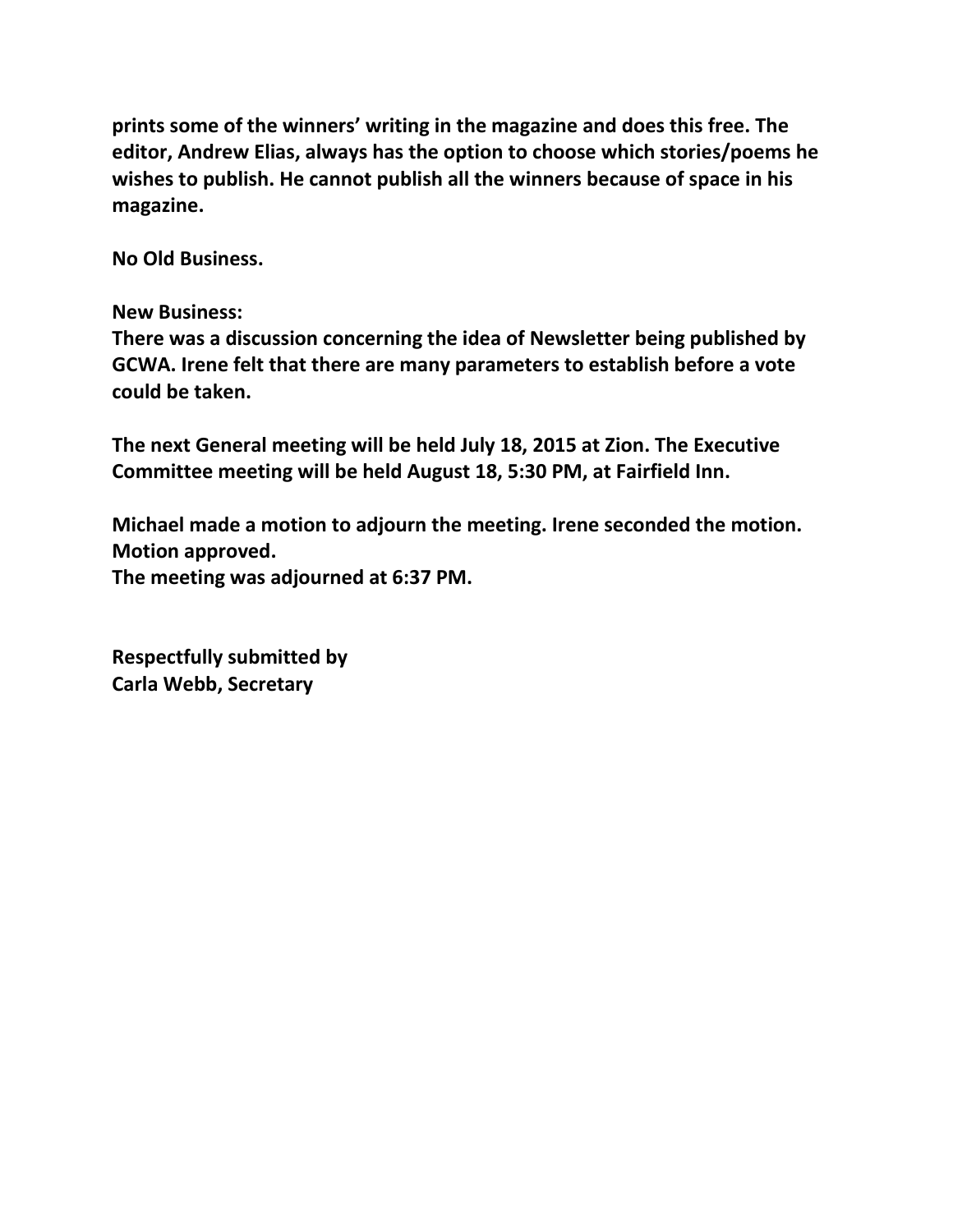**prints some of the winners' writing in the magazine and does this free. The editor, Andrew Elias, always has the option to choose which stories/poems he wishes to publish. He cannot publish all the winners because of space in his magazine.**

**No Old Business.**

**New Business:**
**There was a discussion concerning the idea of Newsletter being published by GCWA. Irene felt that there are many parameters to establish before a vote could be taken.**

**The next General meeting will be held July 18, 2015 at Zion. The Executive Committee meeting will be held August 18, 5:30 PM, at Fairfield Inn.**

**Michael made a motion to adjourn the meeting. Irene seconded the motion. Motion approved.**
**The meeting was adjourned at 6:37 PM.**

**Respectfully submitted by**
**Carla Webb, Secretary**